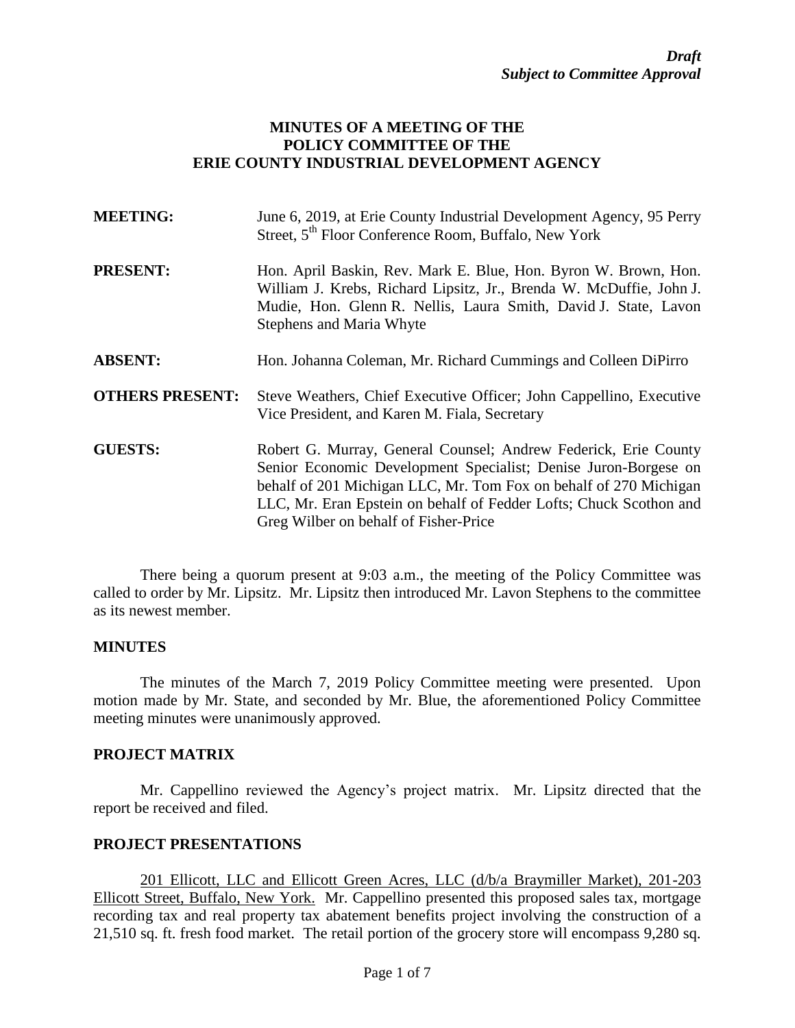***Draft***
***Subject to Committee Approval***

# MINUTES OF A MEETING OF THE POLICY COMMITTEE OF THE ERIE COUNTY INDUSTRIAL DEVELOPMENT AGENCY

**MEETING:** June 6, 2019, at Erie County Industrial Development Agency, 95 Perry Street, 5th Floor Conference Room, Buffalo, New York

**PRESENT:** Hon. April Baskin, Rev. Mark E. Blue, Hon. Byron W. Brown, Hon. William J. Krebs, Richard Lipsitz, Jr., Brenda W. McDuffie, John J. Mudie, Hon. Glenn R. Nellis, Laura Smith, David J. State, Lavon Stephens and Maria Whyte

**ABSENT:** Hon. Johanna Coleman, Mr. Richard Cummings and Colleen DiPirro

**OTHERS PRESENT:** Steve Weathers, Chief Executive Officer; John Cappellino, Executive Vice President, and Karen M. Fiala, Secretary

**GUESTS:** Robert G. Murray, General Counsel; Andrew Federick, Erie County Senior Economic Development Specialist; Denise Juron-Borgese on behalf of 201 Michigan LLC, Mr. Tom Fox on behalf of 270 Michigan LLC, Mr. Eran Epstein on behalf of Fedder Lofts; Chuck Scothon and Greg Wilber on behalf of Fisher-Price

There being a quorum present at 9:03 a.m., the meeting of the Policy Committee was called to order by Mr. Lipsitz. Mr. Lipsitz then introduced Mr. Lavon Stephens to the committee as its newest member.

## MINUTES

The minutes of the March 7, 2019 Policy Committee meeting were presented. Upon motion made by Mr. State, and seconded by Mr. Blue, the aforementioned Policy Committee meeting minutes were unanimously approved.

## PROJECT MATRIX

Mr. Cappellino reviewed the Agency's project matrix. Mr. Lipsitz directed that the report be received and filed.

## PROJECT PRESENTATIONS

<u>201 Ellicott, LLC and Ellicott Green Acres, LLC (d/b/a Braymiller Market), 201-203 Ellicott Street, Buffalo, New York.</u> Mr. Cappellino presented this proposed sales tax, mortgage recording tax and real property tax abatement benefits project involving the construction of a 21,510 sq. ft. fresh food market. The retail portion of the grocery store will encompass 9,280 sq.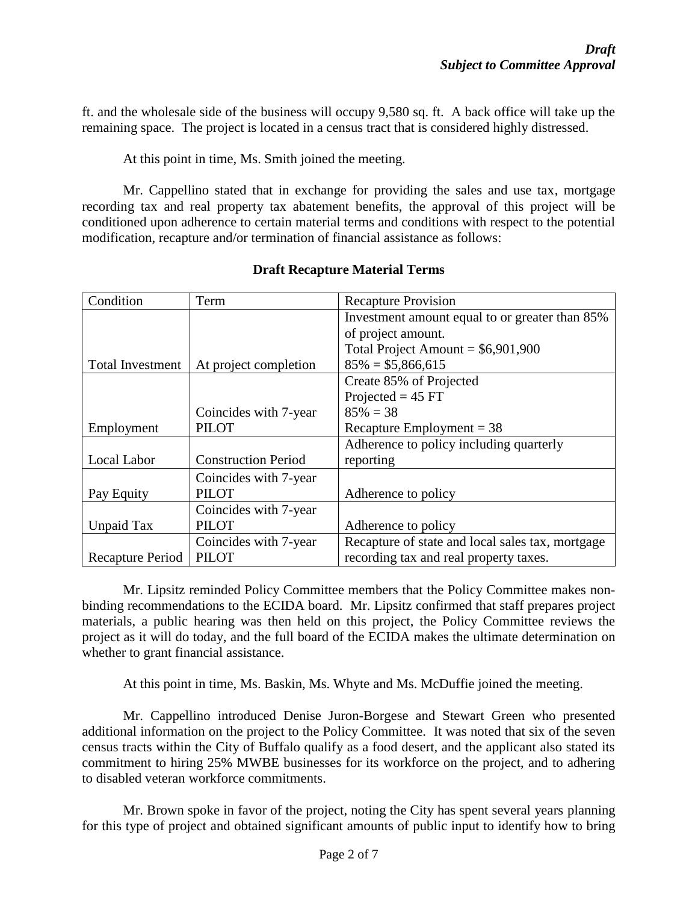*Draft*
*Subject to Committee Approval*

ft. and the wholesale side of the business will occupy 9,580 sq. ft. A back office will take up the remaining space. The project is located in a census tract that is considered highly distressed.

At this point in time, Ms. Smith joined the meeting.

Mr. Cappellino stated that in exchange for providing the sales and use tax, mortgage recording tax and real property tax abatement benefits, the approval of this project will be conditioned upon adherence to certain material terms and conditions with respect to the potential modification, recapture and/or termination of financial assistance as follows:

**Draft Recapture Material Terms**

| Condition | Term | Recapture Provision |
|---|---|---|
| Total Investment | At project completion | Investment amount equal to or greater than 85% of project amount.<br>Total Project Amount = \$6,901,900<br>85% = \$5,866,615 |
| Employment | Coincides with 7-year PILOT | Create 85% of Projected<br>Projected = 45 FT<br>85% = 38<br>Recapture Employment = 38 |
| Local Labor | Construction Period | Adherence to policy including quarterly reporting |
| Pay Equity | Coincides with 7-year PILOT | Adherence to policy |
| Unpaid Tax | Coincides with 7-year PILOT | Adherence to policy |
| Recapture Period | Coincides with 7-year PILOT | Recapture of state and local sales tax, mortgage recording tax and real property taxes. |

Mr. Lipsitz reminded Policy Committee members that the Policy Committee makes non-binding recommendations to the ECIDA board. Mr. Lipsitz confirmed that staff prepares project materials, a public hearing was then held on this project, the Policy Committee reviews the project as it will do today, and the full board of the ECIDA makes the ultimate determination on whether to grant financial assistance.

At this point in time, Ms. Baskin, Ms. Whyte and Ms. McDuffie joined the meeting.

Mr. Cappellino introduced Denise Juron-Borgese and Stewart Green who presented additional information on the project to the Policy Committee. It was noted that six of the seven census tracts within the City of Buffalo qualify as a food desert, and the applicant also stated its commitment to hiring 25% MWBE businesses for its workforce on the project, and to adhering to disabled veteran workforce commitments.

Mr. Brown spoke in favor of the project, noting the City has spent several years planning for this type of project and obtained significant amounts of public input to identify how to bring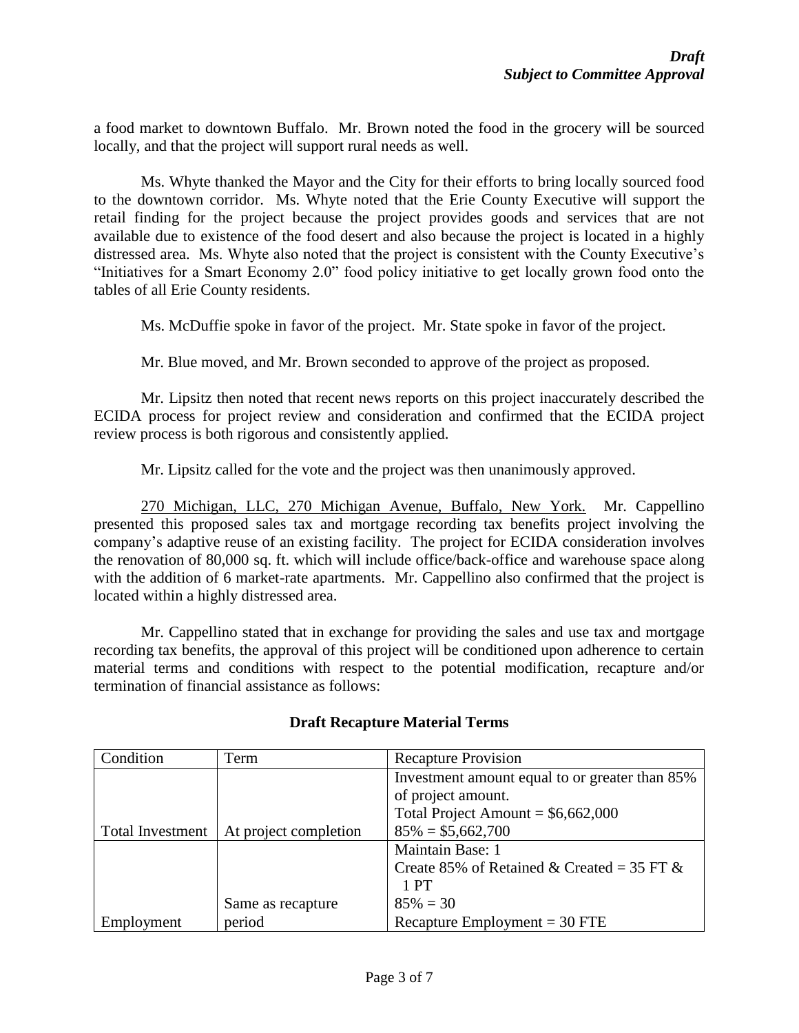*Draft*
***Subject to Committee Approval***

a food market to downtown Buffalo. Mr. Brown noted the food in the grocery will be sourced locally, and that the project will support rural needs as well.

Ms. Whyte thanked the Mayor and the City for their efforts to bring locally sourced food to the downtown corridor. Ms. Whyte noted that the Erie County Executive will support the retail finding for the project because the project provides goods and services that are not available due to existence of the food desert and also because the project is located in a highly distressed area. Ms. Whyte also noted that the project is consistent with the County Executive's "Initiatives for a Smart Economy 2.0" food policy initiative to get locally grown food onto the tables of all Erie County residents.

Ms. McDuffie spoke in favor of the project. Mr. State spoke in favor of the project.

Mr. Blue moved, and Mr. Brown seconded to approve of the project as proposed.

Mr. Lipsitz then noted that recent news reports on this project inaccurately described the ECIDA process for project review and consideration and confirmed that the ECIDA project review process is both rigorous and consistently applied.

Mr. Lipsitz called for the vote and the project was then unanimously approved.

270 Michigan, LLC, 270 Michigan Avenue, Buffalo, New York. Mr. Cappellino presented this proposed sales tax and mortgage recording tax benefits project involving the company's adaptive reuse of an existing facility. The project for ECIDA consideration involves the renovation of 80,000 sq. ft. which will include office/back-office and warehouse space along with the addition of 6 market-rate apartments. Mr. Cappellino also confirmed that the project is located within a highly distressed area.

Mr. Cappellino stated that in exchange for providing the sales and use tax and mortgage recording tax benefits, the approval of this project will be conditioned upon adherence to certain material terms and conditions with respect to the potential modification, recapture and/or termination of financial assistance as follows:

**Draft Recapture Material Terms**

| Condition | Term | Recapture Provision |
|---|---|---|
| Total Investment | At project completion | Investment amount equal to or greater than 85% of project amount.<br>Total Project Amount = $6,662,000<br>85% = $5,662,700 |
| Employment | Same as recapture period | Maintain Base: 1<br>Create 85% of Retained & Created = 35 FT & 1 PT<br>85% = 30<br>Recapture Employment = 30 FTE |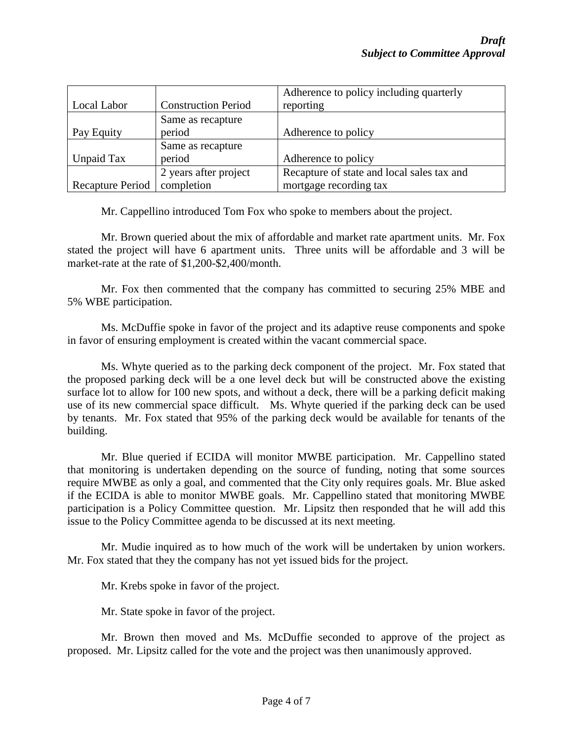*Draft*
*Subject to Committee Approval*

| | | |
|---|---|---|
| Local Labor | Construction Period | Adherence to policy including quarterly reporting |
| Pay Equity | Same as recapture period | Adherence to policy |
| Unpaid Tax | Same as recapture period | Adherence to policy |
| Recapture Period | 2 years after project completion | Recapture of state and local sales tax and mortgage recording tax |

Mr. Cappellino introduced Tom Fox who spoke to members about the project.

Mr. Brown queried about the mix of affordable and market rate apartment units. Mr. Fox stated the project will have 6 apartment units. Three units will be affordable and 3 will be market-rate at the rate of $1,200-$2,400/month.

Mr. Fox then commented that the company has committed to securing 25% MBE and 5% WBE participation.

Ms. McDuffie spoke in favor of the project and its adaptive reuse components and spoke in favor of ensuring employment is created within the vacant commercial space.

Ms. Whyte queried as to the parking deck component of the project. Mr. Fox stated that the proposed parking deck will be a one level deck but will be constructed above the existing surface lot to allow for 100 new spots, and without a deck, there will be a parking deficit making use of its new commercial space difficult. Ms. Whyte queried if the parking deck can be used by tenants. Mr. Fox stated that 95% of the parking deck would be available for tenants of the building.

Mr. Blue queried if ECIDA will monitor MWBE participation. Mr. Cappellino stated that monitoring is undertaken depending on the source of funding, noting that some sources require MWBE as only a goal, and commented that the City only requires goals. Mr. Blue asked if the ECIDA is able to monitor MWBE goals. Mr. Cappellino stated that monitoring MWBE participation is a Policy Committee question. Mr. Lipsitz then responded that he will add this issue to the Policy Committee agenda to be discussed at its next meeting.

Mr. Mudie inquired as to how much of the work will be undertaken by union workers. Mr. Fox stated that they the company has not yet issued bids for the project.

Mr. Krebs spoke in favor of the project.

Mr. State spoke in favor of the project.

Mr. Brown then moved and Ms. McDuffie seconded to approve of the project as proposed. Mr. Lipsitz called for the vote and the project was then unanimously approved.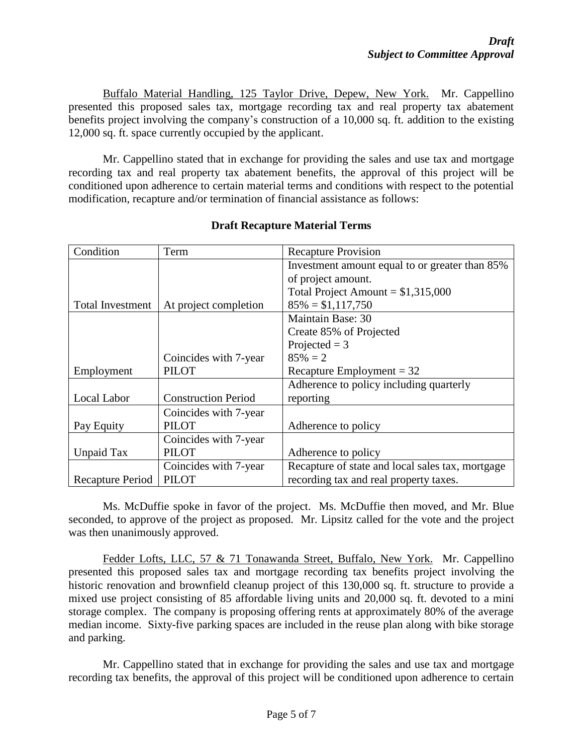***Draft***
***Subject to Committee Approval***

Buffalo Material Handling, 125 Taylor Drive, Depew, New York. Mr. Cappellino presented this proposed sales tax, mortgage recording tax and real property tax abatement benefits project involving the company's construction of a 10,000 sq. ft. addition to the existing 12,000 sq. ft. space currently occupied by the applicant.

Mr. Cappellino stated that in exchange for providing the sales and use tax and mortgage recording tax and real property tax abatement benefits, the approval of this project will be conditioned upon adherence to certain material terms and conditions with respect to the potential modification, recapture and/or termination of financial assistance as follows:

**Draft Recapture Material Terms**

| Condition | Term | Recapture Provision |
|---|---|---|
| Total Investment | At project completion | Investment amount equal to or greater than 85% of project amount.<br>Total Project Amount = $1,315,000<br>85% = $1,117,750 |
| Employment | Coincides with 7-year PILOT | Maintain Base: 30<br>Create 85% of Projected<br>Projected = 3<br>85% = 2<br>Recapture Employment = 32 |
| Local Labor | Construction Period | Adherence to policy including quarterly reporting |
| Pay Equity | Coincides with 7-year PILOT | Adherence to policy |
| Unpaid Tax | Coincides with 7-year PILOT | Adherence to policy |
| Recapture Period | Coincides with 7-year PILOT | Recapture of state and local sales tax, mortgage recording tax and real property taxes. |

Ms. McDuffie spoke in favor of the project. Ms. McDuffie then moved, and Mr. Blue seconded, to approve of the project as proposed. Mr. Lipsitz called for the vote and the project was then unanimously approved.

Fedder Lofts, LLC, 57 & 71 Tonawanda Street, Buffalo, New York. Mr. Cappellino presented this proposed sales tax and mortgage recording tax benefits project involving the historic renovation and brownfield cleanup project of this 130,000 sq. ft. structure to provide a mixed use project consisting of 85 affordable living units and 20,000 sq. ft. devoted to a mini storage complex. The company is proposing offering rents at approximately 80% of the average median income. Sixty-five parking spaces are included in the reuse plan along with bike storage and parking.

Mr. Cappellino stated that in exchange for providing the sales and use tax and mortgage recording tax benefits, the approval of this project will be conditioned upon adherence to certain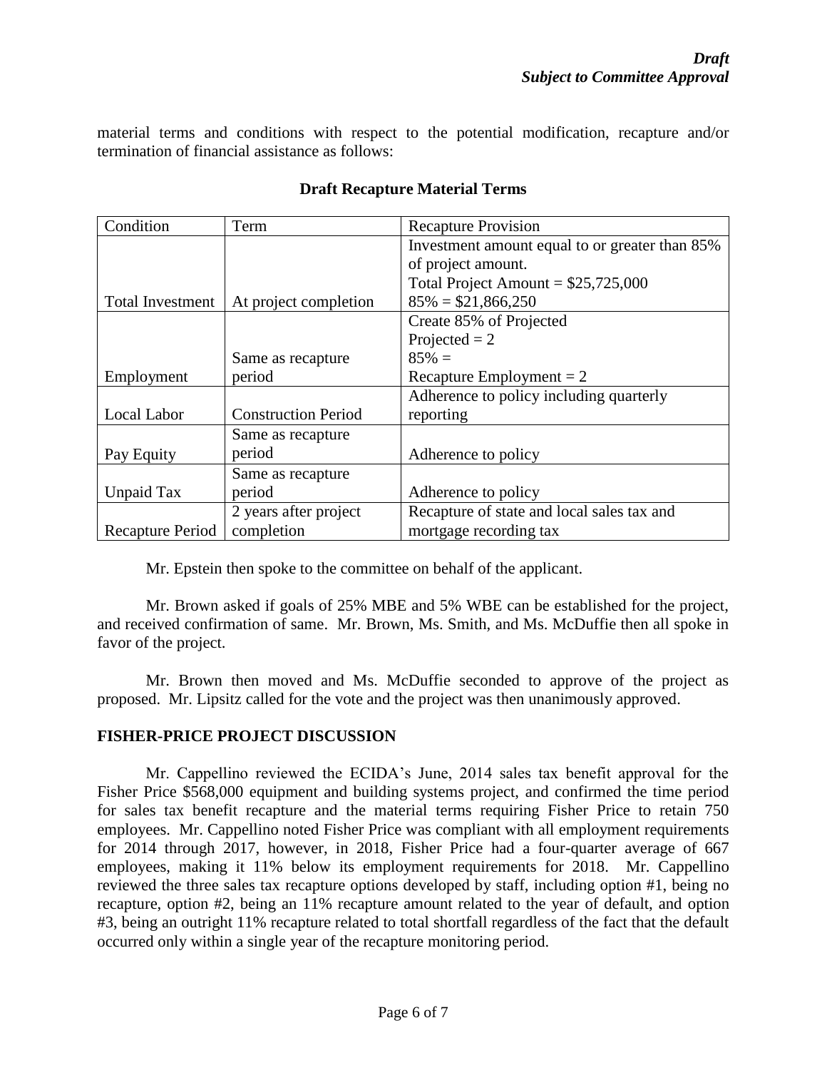material terms and conditions with respect to the potential modification, recapture and/or termination of financial assistance as follows:

**Draft Recapture Material Terms**

| Condition | Term | Recapture Provision |
|---|---|---|
| Total Investment | At project completion | Investment amount equal to or greater than 85% of project amount.<br>Total Project Amount = $25,725,000<br>85% = $21,866,250 |
| Employment | Same as recapture period | Create 85% of Projected<br>Projected = 2<br>85% =<br>Recapture Employment = 2 |
| Local Labor | Construction Period | Adherence to policy including quarterly reporting |
| Pay Equity | Same as recapture period | Adherence to policy |
| Unpaid Tax | Same as recapture period | Adherence to policy |
| Recapture Period | 2 years after project completion | Recapture of state and local sales tax and mortgage recording tax |

Mr. Epstein then spoke to the committee on behalf of the applicant.

Mr. Brown asked if goals of 25% MBE and 5% WBE can be established for the project, and received confirmation of same. Mr. Brown, Ms. Smith, and Ms. McDuffie then all spoke in favor of the project.

Mr. Brown then moved and Ms. McDuffie seconded to approve of the project as proposed. Mr. Lipsitz called for the vote and the project was then unanimously approved.

**FISHER-PRICE PROJECT DISCUSSION**

Mr. Cappellino reviewed the ECIDA's June, 2014 sales tax benefit approval for the Fisher Price $568,000 equipment and building systems project, and confirmed the time period for sales tax benefit recapture and the material terms requiring Fisher Price to retain 750 employees. Mr. Cappellino noted Fisher Price was compliant with all employment requirements for 2014 through 2017, however, in 2018, Fisher Price had a four-quarter average of 667 employees, making it 11% below its employment requirements for 2018. Mr. Cappellino reviewed the three sales tax recapture options developed by staff, including option #1, being no recapture, option #2, being an 11% recapture amount related to the year of default, and option #3, being an outright 11% recapture related to total shortfall regardless of the fact that the default occurred only within a single year of the recapture monitoring period.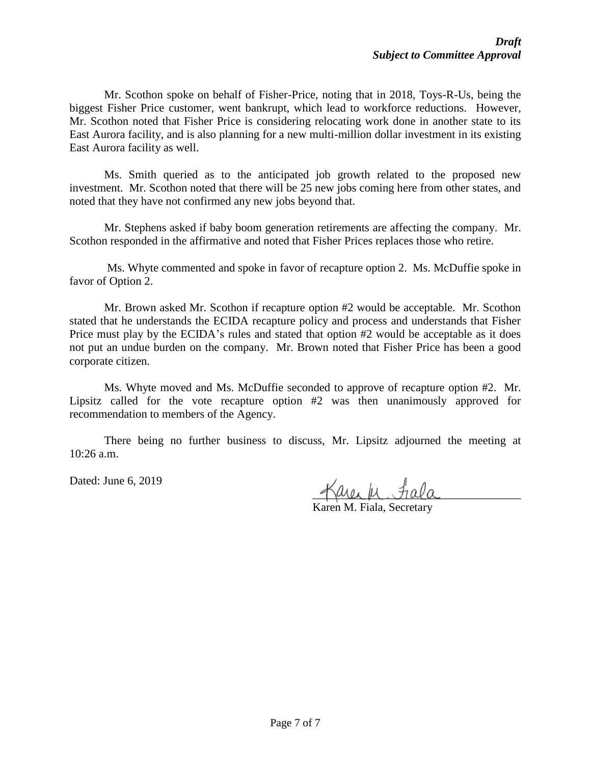***Draft***
***Subject to Committee Approval***

Mr. Scothon spoke on behalf of Fisher-Price, noting that in 2018, Toys-R-Us, being the biggest Fisher Price customer, went bankrupt, which lead to workforce reductions. However, Mr. Scothon noted that Fisher Price is considering relocating work done in another state to its East Aurora facility, and is also planning for a new multi-million dollar investment in its existing East Aurora facility as well.

Ms. Smith queried as to the anticipated job growth related to the proposed new investment. Mr. Scothon noted that there will be 25 new jobs coming here from other states, and noted that they have not confirmed any new jobs beyond that.

Mr. Stephens asked if baby boom generation retirements are affecting the company. Mr. Scothon responded in the affirmative and noted that Fisher Prices replaces those who retire.

Ms. Whyte commented and spoke in favor of recapture option 2. Ms. McDuffie spoke in favor of Option 2.

Mr. Brown asked Mr. Scothon if recapture option #2 would be acceptable. Mr. Scothon stated that he understands the ECIDA recapture policy and process and understands that Fisher Price must play by the ECIDA's rules and stated that option #2 would be acceptable as it does not put an undue burden on the company. Mr. Brown noted that Fisher Price has been a good corporate citizen.

Ms. Whyte moved and Ms. McDuffie seconded to approve of recapture option #2. Mr. Lipsitz called for the vote recapture option #2 was then unanimously approved for recommendation to members of the Agency.

There being no further business to discuss, Mr. Lipsitz adjourned the meeting at 10:26 a.m.

Dated: June 6, 2019

Karen M. Fiala

Karen M. Fiala, Secretary